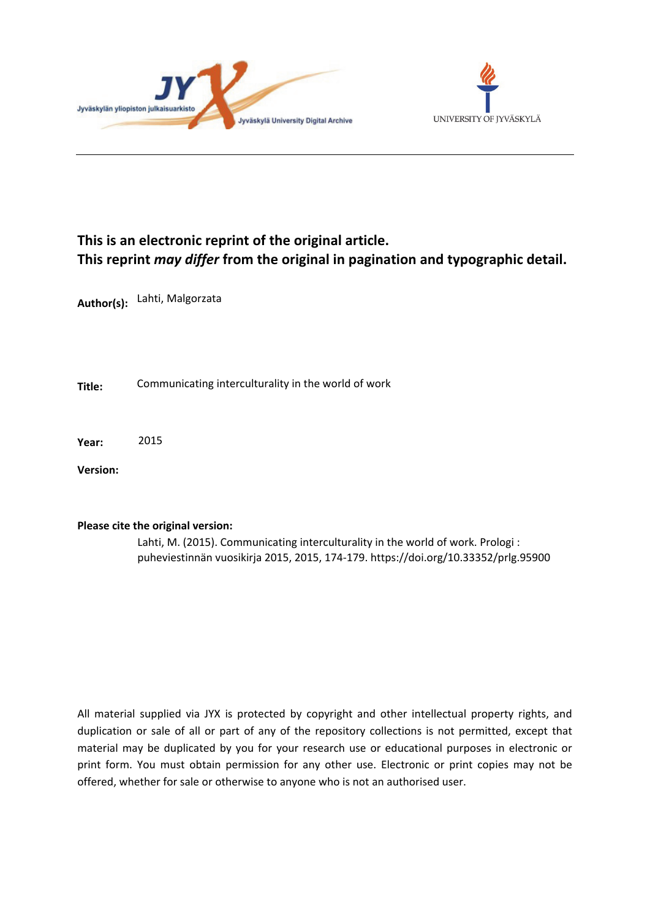Jyväskylän yliopiston julkaisuarkisto — Jyväskylä University Digital Archive

UNIVERSITY OF JYVÄSKYLÄ

**This is an electronic reprint of the original article.**
**This reprint *may differ* from the original in pagination and typographic detail.**

**Author(s):** Lahti, Malgorzata

**Title:** Communicating interculturality in the world of work

**Year:** 2015

**Version:**

**Please cite the original version:**

Lahti, M. (2015). Communicating interculturality in the world of work. Prologi : puheviestinnän vuosikirja 2015, 2015, 174-179. https://doi.org/10.33352/prlg.95900

All material supplied via JYX is protected by copyright and other intellectual property rights, and duplication or sale of all or part of any of the repository collections is not permitted, except that material may be duplicated by you for your research use or educational purposes in electronic or print form. You must obtain permission for any other use. Electronic or print copies may not be offered, whether for sale or otherwise to anyone who is not an authorised user.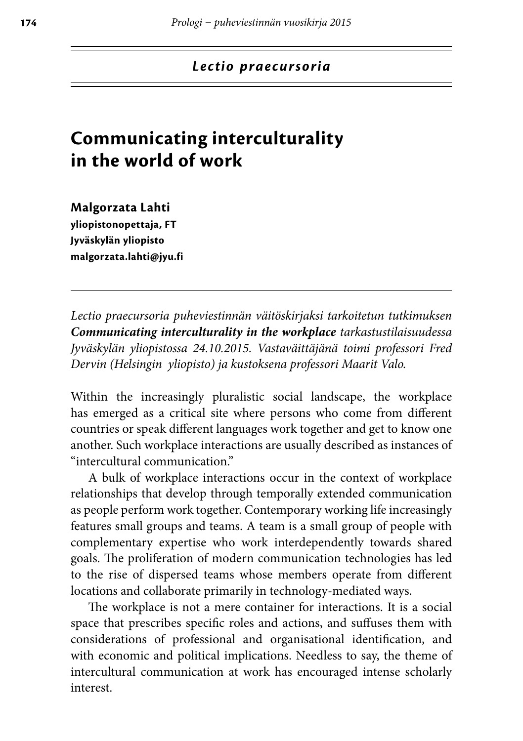*Lectio praecursoria*

# Communicating interculturality in the world of work

**Malgorzata Lahti**
**yliopistonopettaja, FT**
**Jyväskylän yliopisto**
**malgorzata.lahti@jyu.fi**

---

*Lectio praecursoria puheviestinnän väitöskirjaksi tarkoitetun tutkimuksen* ***Communicating interculturality in the workplace*** *tarkastustilaisuudessa Jyväskylän yliopistossa 24.10.2015. Vastaväittäjänä toimi professori Fred Dervin (Helsingin yliopisto) ja kustoksena professori Maarit Valo.*

Within the increasingly pluralistic social landscape, the workplace has emerged as a critical site where persons who come from different countries or speak different languages work together and get to know one another. Such workplace interactions are usually described as instances of "intercultural communication."

A bulk of workplace interactions occur in the context of workplace relationships that develop through temporally extended communication as people perform work together. Contemporary working life increasingly features small groups and teams. A team is a small group of people with complementary expertise who work interdependently towards shared goals. The proliferation of modern communication technologies has led to the rise of dispersed teams whose members operate from different locations and collaborate primarily in technology-mediated ways.

The workplace is not a mere container for interactions. It is a social space that prescribes specific roles and actions, and suffuses them with considerations of professional and organisational identification, and with economic and political implications. Needless to say, the theme of intercultural communication at work has encouraged intense scholarly interest.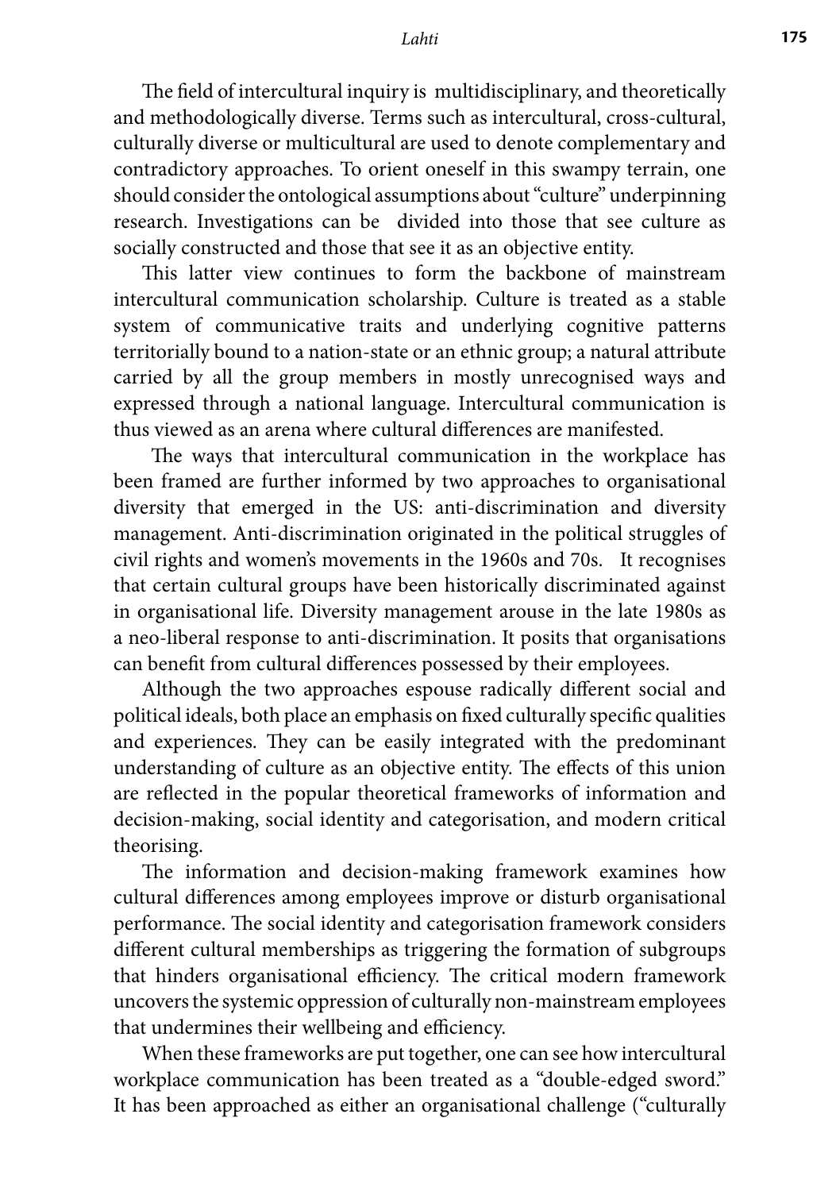The field of intercultural inquiry is multidisciplinary, and theoretically and methodologically diverse. Terms such as intercultural, cross-cultural, culturally diverse or multicultural are used to denote complementary and contradictory approaches. To orient oneself in this swampy terrain, one should consider the ontological assumptions about "culture" underpinning research. Investigations can be divided into those that see culture as socially constructed and those that see it as an objective entity.

This latter view continues to form the backbone of mainstream intercultural communication scholarship. Culture is treated as a stable system of communicative traits and underlying cognitive patterns territorially bound to a nation-state or an ethnic group; a natural attribute carried by all the group members in mostly unrecognised ways and expressed through a national language. Intercultural communication is thus viewed as an arena where cultural differences are manifested.

The ways that intercultural communication in the workplace has been framed are further informed by two approaches to organisational diversity that emerged in the US: anti-discrimination and diversity management. Anti-discrimination originated in the political struggles of civil rights and women's movements in the 1960s and 70s. It recognises that certain cultural groups have been historically discriminated against in organisational life. Diversity management arouse in the late 1980s as a neo-liberal response to anti-discrimination. It posits that organisations can benefit from cultural differences possessed by their employees.

Although the two approaches espouse radically different social and political ideals, both place an emphasis on fixed culturally specific qualities and experiences. They can be easily integrated with the predominant understanding of culture as an objective entity. The effects of this union are reflected in the popular theoretical frameworks of information and decision-making, social identity and categorisation, and modern critical theorising.

The information and decision-making framework examines how cultural differences among employees improve or disturb organisational performance. The social identity and categorisation framework considers different cultural memberships as triggering the formation of subgroups that hinders organisational efficiency. The critical modern framework uncovers the systemic oppression of culturally non-mainstream employees that undermines their wellbeing and efficiency.

When these frameworks are put together, one can see how intercultural workplace communication has been treated as a "double-edged sword." It has been approached as either an organisational challenge ("culturally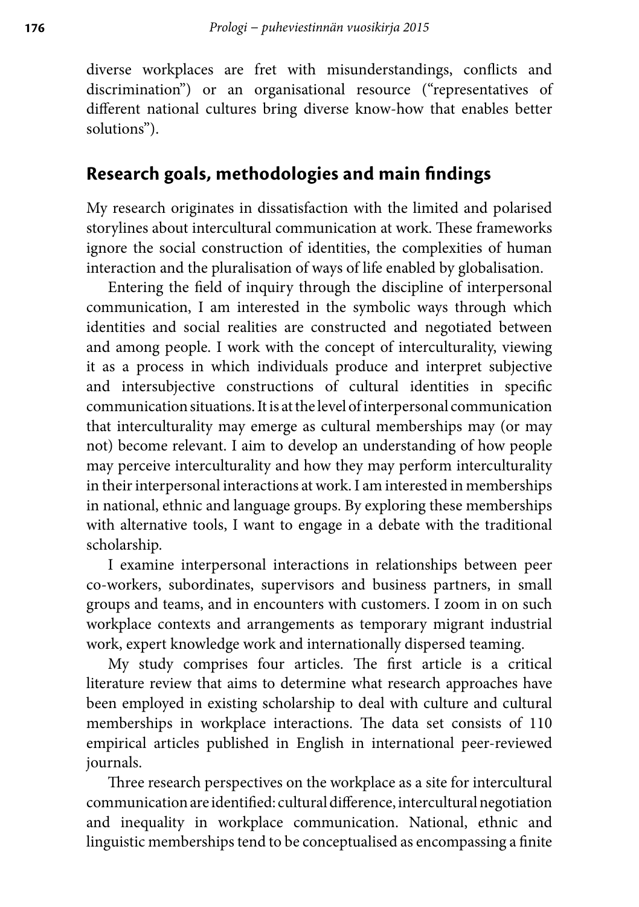diverse workplaces are fret with misunderstandings, conflicts and discrimination") or an organisational resource ("representatives of different national cultures bring diverse know-how that enables better solutions").

## Research goals, methodologies and main findings

My research originates in dissatisfaction with the limited and polarised storylines about intercultural communication at work. These frameworks ignore the social construction of identities, the complexities of human interaction and the pluralisation of ways of life enabled by globalisation.

Entering the field of inquiry through the discipline of interpersonal communication, I am interested in the symbolic ways through which identities and social realities are constructed and negotiated between and among people. I work with the concept of interculturality, viewing it as a process in which individuals produce and interpret subjective and intersubjective constructions of cultural identities in specific communication situations. It is at the level of interpersonal communication that interculturality may emerge as cultural memberships may (or may not) become relevant. I aim to develop an understanding of how people may perceive interculturality and how they may perform interculturality in their interpersonal interactions at work. I am interested in memberships in national, ethnic and language groups. By exploring these memberships with alternative tools, I want to engage in a debate with the traditional scholarship.

I examine interpersonal interactions in relationships between peer co-workers, subordinates, supervisors and business partners, in small groups and teams, and in encounters with customers. I zoom in on such workplace contexts and arrangements as temporary migrant industrial work, expert knowledge work and internationally dispersed teaming.

My study comprises four articles. The first article is a critical literature review that aims to determine what research approaches have been employed in existing scholarship to deal with culture and cultural memberships in workplace interactions. The data set consists of 110 empirical articles published in English in international peer-reviewed journals.

Three research perspectives on the workplace as a site for intercultural communication are identified: cultural difference, intercultural negotiation and inequality in workplace communication. National, ethnic and linguistic memberships tend to be conceptualised as encompassing a finite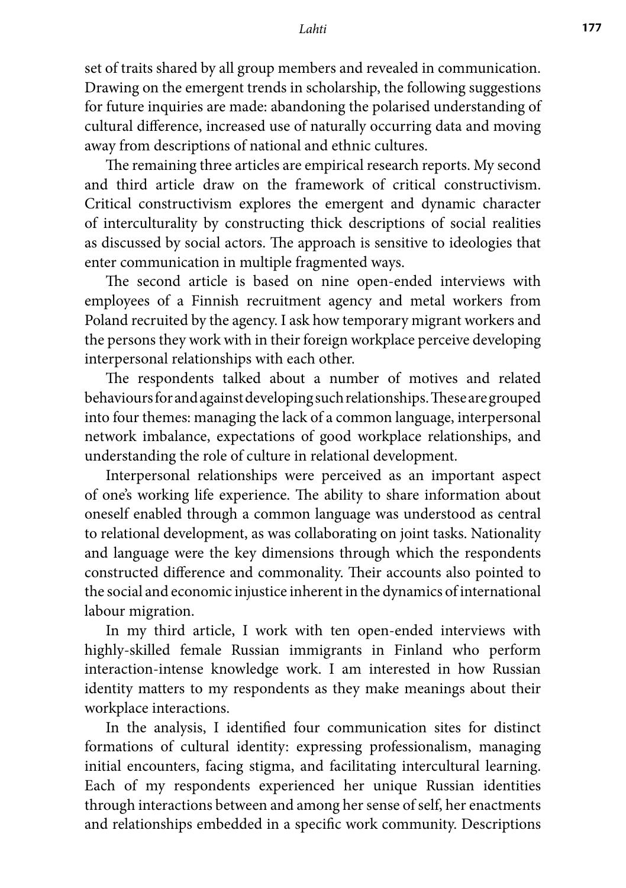set of traits shared by all group members and revealed in communication. Drawing on the emergent trends in scholarship, the following suggestions for future inquiries are made: abandoning the polarised understanding of cultural difference, increased use of naturally occurring data and moving away from descriptions of national and ethnic cultures.

The remaining three articles are empirical research reports. My second and third article draw on the framework of critical constructivism. Critical constructivism explores the emergent and dynamic character of interculturality by constructing thick descriptions of social realities as discussed by social actors. The approach is sensitive to ideologies that enter communication in multiple fragmented ways.

The second article is based on nine open-ended interviews with employees of a Finnish recruitment agency and metal workers from Poland recruited by the agency. I ask how temporary migrant workers and the persons they work with in their foreign workplace perceive developing interpersonal relationships with each other.

The respondents talked about a number of motives and related behaviours for and against developing such relationships. These are grouped into four themes: managing the lack of a common language, interpersonal network imbalance, expectations of good workplace relationships, and understanding the role of culture in relational development.

Interpersonal relationships were perceived as an important aspect of one's working life experience. The ability to share information about oneself enabled through a common language was understood as central to relational development, as was collaborating on joint tasks. Nationality and language were the key dimensions through which the respondents constructed difference and commonality. Their accounts also pointed to the social and economic injustice inherent in the dynamics of international labour migration.

In my third article, I work with ten open-ended interviews with highly-skilled female Russian immigrants in Finland who perform interaction-intense knowledge work. I am interested in how Russian identity matters to my respondents as they make meanings about their workplace interactions.

In the analysis, I identified four communication sites for distinct formations of cultural identity: expressing professionalism, managing initial encounters, facing stigma, and facilitating intercultural learning. Each of my respondents experienced her unique Russian identities through interactions between and among her sense of self, her enactments and relationships embedded in a specific work community. Descriptions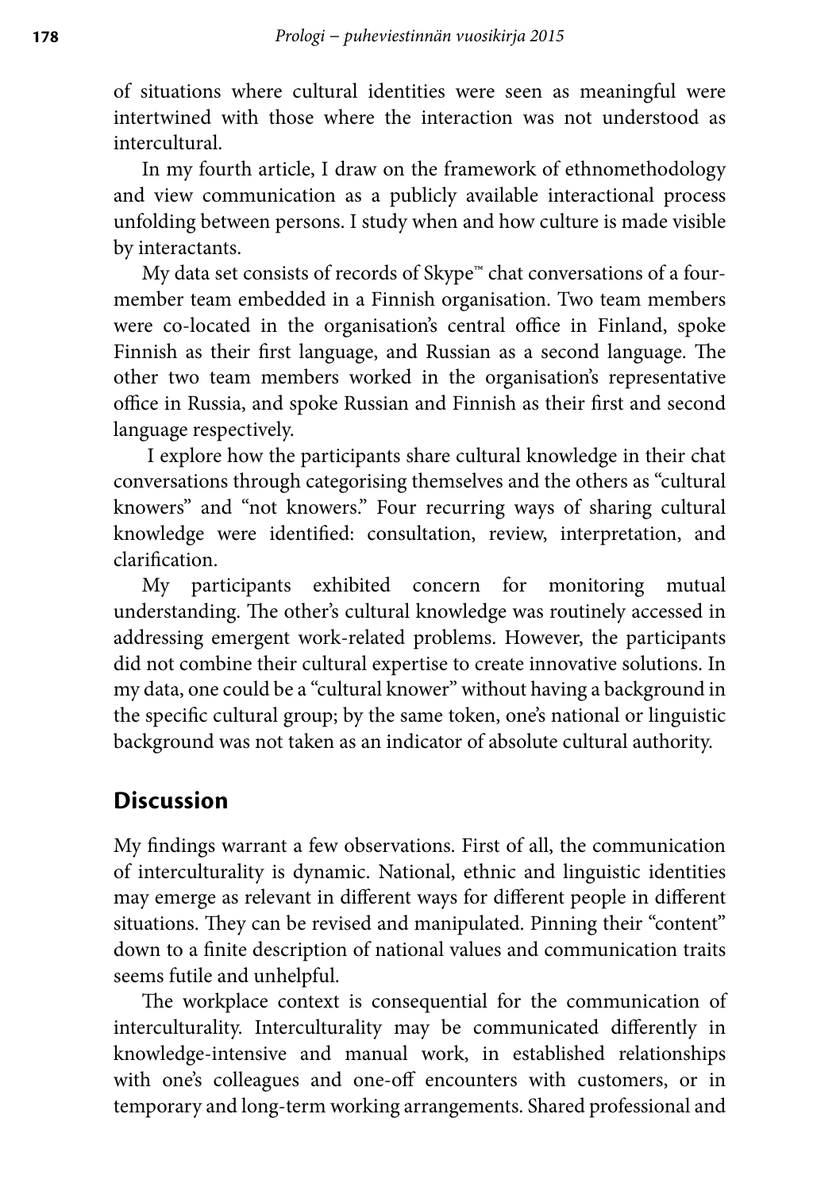of situations where cultural identities were seen as meaningful were intertwined with those where the interaction was not understood as intercultural.

In my fourth article, I draw on the framework of ethnomethodology and view communication as a publicly available interactional process unfolding between persons. I study when and how culture is made visible by interactants.

My data set consists of records of Skype™ chat conversations of a four-member team embedded in a Finnish organisation. Two team members were co-located in the organisation's central office in Finland, spoke Finnish as their first language, and Russian as a second language. The other two team members worked in the organisation's representative office in Russia, and spoke Russian and Finnish as their first and second language respectively.

I explore how the participants share cultural knowledge in their chat conversations through categorising themselves and the others as "cultural knowers" and "not knowers." Four recurring ways of sharing cultural knowledge were identified: consultation, review, interpretation, and clarification.

My participants exhibited concern for monitoring mutual understanding. The other's cultural knowledge was routinely accessed in addressing emergent work-related problems. However, the participants did not combine their cultural expertise to create innovative solutions. In my data, one could be a "cultural knower" without having a background in the specific cultural group; by the same token, one's national or linguistic background was not taken as an indicator of absolute cultural authority.

## Discussion

My findings warrant a few observations. First of all, the communication of interculturality is dynamic. National, ethnic and linguistic identities may emerge as relevant in different ways for different people in different situations. They can be revised and manipulated. Pinning their "content" down to a finite description of national values and communication traits seems futile and unhelpful.

The workplace context is consequential for the communication of interculturality. Interculturality may be communicated differently in knowledge-intensive and manual work, in established relationships with one's colleagues and one-off encounters with customers, or in temporary and long-term working arrangements. Shared professional and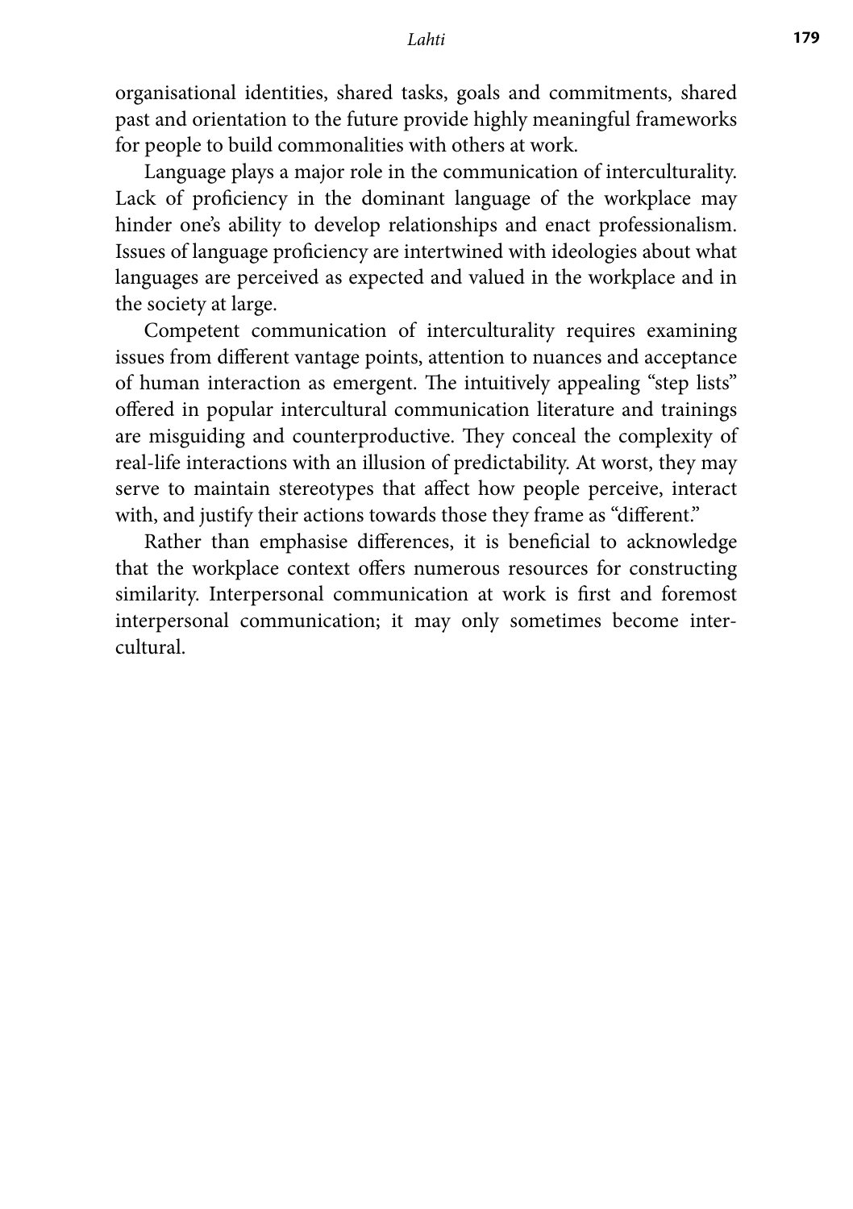organisational identities, shared tasks, goals and commitments, shared past and orientation to the future provide highly meaningful frameworks for people to build commonalities with others at work.

Language plays a major role in the communication of interculturality. Lack of proficiency in the dominant language of the workplace may hinder one's ability to develop relationships and enact professionalism. Issues of language proficiency are intertwined with ideologies about what languages are perceived as expected and valued in the workplace and in the society at large.

Competent communication of interculturality requires examining issues from different vantage points, attention to nuances and acceptance of human interaction as emergent. The intuitively appealing "step lists" offered in popular intercultural communication literature and trainings are misguiding and counterproductive. They conceal the complexity of real-life interactions with an illusion of predictability. At worst, they may serve to maintain stereotypes that affect how people perceive, interact with, and justify their actions towards those they frame as "different."

Rather than emphasise differences, it is beneficial to acknowledge that the workplace context offers numerous resources for constructing similarity. Interpersonal communication at work is first and foremost interpersonal communication; it may only sometimes become intercultural.